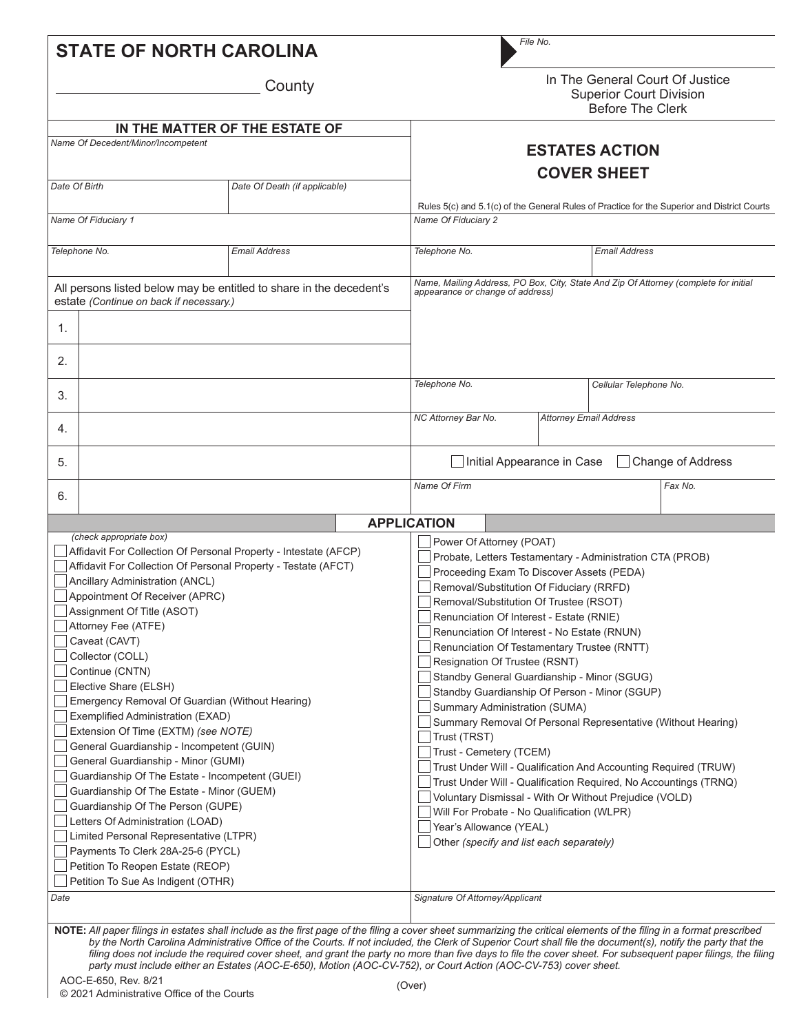**STATE OF NORTH CAROLINA**

_________________________ County

*File No.*

In The General Court Of Justice
Superior Court Division
Before The Clerk

## ESTATES ACTION COVER SHEET

Rules 5(c) and 5.1(c) of the General Rules of Practice for the Superior and District Courts

**IN THE MATTER OF THE ESTATE OF**

| | |
|---|---|
| *Name Of Decedent/Minor/Incompetent* | |
| *Date Of Birth* | *Date Of Death (if applicable)* |
| *Name Of Fiduciary 1* | |
| *Telephone No.* | *Email Address* |

| | |
|---|---|
| *Name Of Fiduciary 2* | |
| *Telephone No.* | *Email Address* |

All persons listed below may be entitled to share in the decedent's estate *(Continue on back if necessary.)*

| | |
|---|---|
| 1. | |
| 2. | |
| 3. | |
| 4. | |
| 5. | |
| 6. | |

*Name, Mailing Address, PO Box, City, State And Zip Of Attorney (complete for initial appearance or change of address)*

| | | |
|---|---|---|
| *Telephone No.* | | *Cellular Telephone No.* |
| *NC Attorney Bar No.* | *Attorney Email Address* | |

☐ Initial Appearance in Case ☐ Change of Address

| | |
|---|---|
| *Name Of Firm* | *Fax No.* |

## APPLICATION

*(check appropriate box)*

- ☐ Affidavit For Collection Of Personal Property - Intestate (AFCP)
- ☐ Affidavit For Collection Of Personal Property - Testate (AFCT)
- ☐ Ancillary Administration (ANCL)
- ☐ Appointment Of Receiver (APRC)
- ☐ Assignment Of Title (ASOT)
- ☐ Attorney Fee (ATFE)
- ☐ Caveat (CAVT)
- ☐ Collector (COLL)
- ☐ Continue (CNTN)
- ☐ Elective Share (ELSH)
- ☐ Emergency Removal Of Guardian (Without Hearing)
- ☐ Exemplified Administration (EXAD)
- ☐ Extension Of Time (EXTM) *(see NOTE)*
- ☐ General Guardianship - Incompetent (GUIN)
- ☐ General Guardianship - Minor (GUMI)
- ☐ Guardianship Of The Estate - Incompetent (GUEI)
- ☐ Guardianship Of The Estate - Minor (GUEM)
- ☐ Guardianship Of The Person (GUPE)
- ☐ Letters Of Administration (LOAD)
- ☐ Limited Personal Representative (LTPR)
- ☐ Payments To Clerk 28A-25-6 (PYCL)
- ☐ Petition To Reopen Estate (REOP)
- ☐ Petition To Sue As Indigent (OTHR)
- ☐ Power Of Attorney (POAT)
- ☐ Probate, Letters Testamentary - Administration CTA (PROB)
- ☐ Proceeding Exam To Discover Assets (PEDA)
- ☐ Removal/Substitution Of Fiduciary (RRFD)
- ☐ Removal/Substitution Of Trustee (RSOT)
- ☐ Renunciation Of Interest - Estate (RNIE)
- ☐ Renunciation Of Interest - No Estate (RNUN)
- ☐ Renunciation Of Testamentary Trustee (RNTT)
- ☐ Resignation Of Trustee (RSNT)
- ☐ Standby General Guardianship - Minor (SGUG)
- ☐ Standby Guardianship Of Person - Minor (SGUP)
- ☐ Summary Administration (SUMA)
- ☐ Summary Removal Of Personal Representative (Without Hearing)
- ☐ Trust (TRST)
- ☐ Trust - Cemetery (TCEM)
- ☐ Trust Under Will - Qualification And Accounting Required (TRUW)
- ☐ Trust Under Will - Qualification Required, No Accountings (TRNQ)
- ☐ Voluntary Dismissal - With Or Without Prejudice (VOLD)
- ☐ Will For Probate - No Qualification (WLPR)
- ☐ Year's Allowance (YEAL)
- ☐ Other *(specify and list each separately)*

| | |
|---|---|
| *Date* | *Signature Of Attorney/Applicant* |

**NOTE:** *All paper filings in estates shall include as the first page of the filing a cover sheet summarizing the critical elements of the filing in a format prescribed by the North Carolina Administrative Office of the Courts. If not included, the Clerk of Superior Court shall file the document(s), notify the party that the filing does not include the required cover sheet, and grant the party no more than five days to file the cover sheet. For subsequent paper filings, the filing party must include either an Estates (AOC-E-650), Motion (AOC-CV-752), or Court Action (AOC-CV-753) cover sheet.*

AOC-E-650, Rev. 8/21
© 2021 Administrative Office of the Courts

(Over)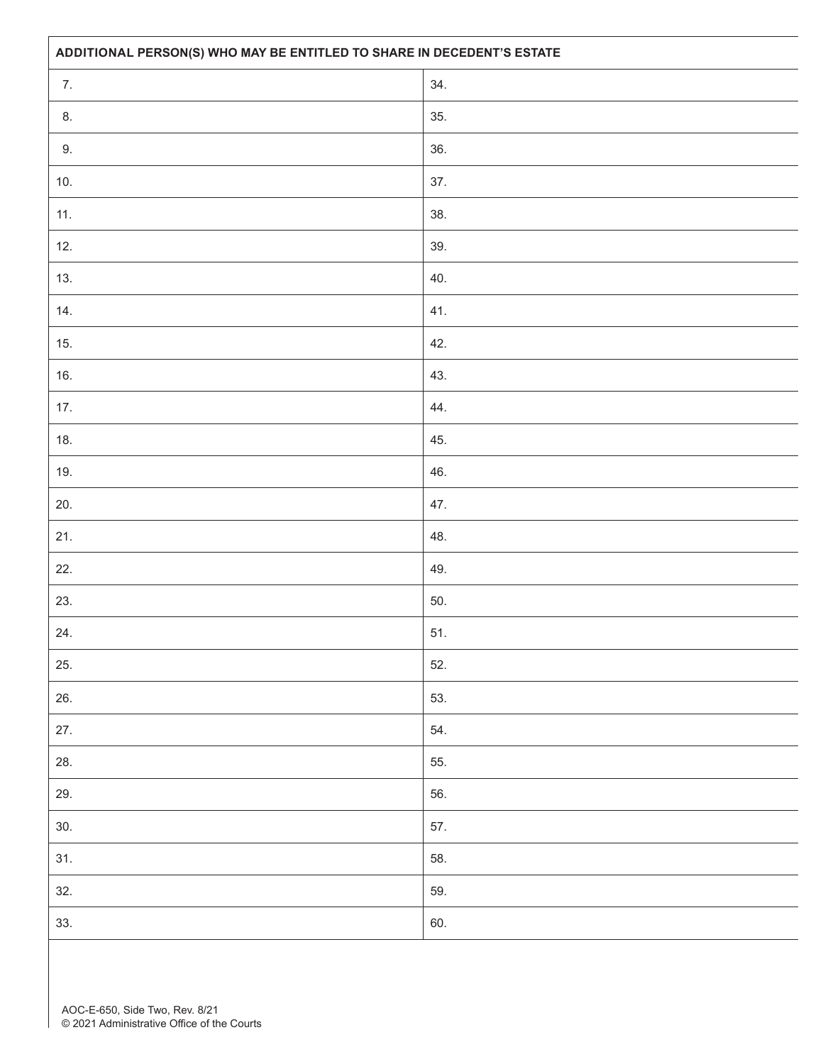| ADDITIONAL PERSON(S) WHO MAY BE ENTITLED TO SHARE IN DECEDENT'S ESTATE | |
|---|---|
| 7. | 34. |
| 8. | 35. |
| 9. | 36. |
| 10. | 37. |
| 11. | 38. |
| 12. | 39. |
| 13. | 40. |
| 14. | 41. |
| 15. | 42. |
| 16. | 43. |
| 17. | 44. |
| 18. | 45. |
| 19. | 46. |
| 20. | 47. |
| 21. | 48. |
| 22. | 49. |
| 23. | 50. |
| 24. | 51. |
| 25. | 52. |
| 26. | 53. |
| 27. | 54. |
| 28. | 55. |
| 29. | 56. |
| 30. | 57. |
| 31. | 58. |
| 32. | 59. |
| 33. | 60. |

AOC-E-650, Side Two, Rev. 8/21
© 2021 Administrative Office of the Courts